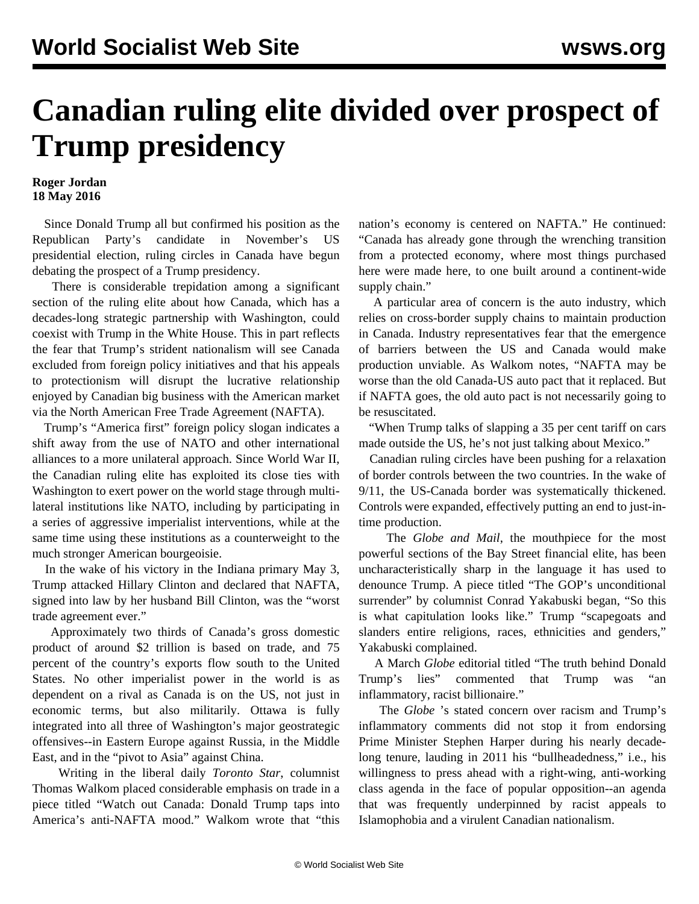# Canadian ruling elite divided over prospect of Trump presidency

**Roger Jordan**
**18 May 2016**

Since Donald Trump all but confirmed his position as the Republican Party's candidate in November's US presidential election, ruling circles in Canada have begun debating the prospect of a Trump presidency.

There is considerable trepidation among a significant section of the ruling elite about how Canada, which has a decades-long strategic partnership with Washington, could coexist with Trump in the White House. This in part reflects the fear that Trump's strident nationalism will see Canada excluded from foreign policy initiatives and that his appeals to protectionism will disrupt the lucrative relationship enjoyed by Canadian big business with the American market via the North American Free Trade Agreement (NAFTA).

Trump's "America first" foreign policy slogan indicates a shift away from the use of NATO and other international alliances to a more unilateral approach. Since World War II, the Canadian ruling elite has exploited its close ties with Washington to exert power on the world stage through multi-lateral institutions like NATO, including by participating in a series of aggressive imperialist interventions, while at the same time using these institutions as a counterweight to the much stronger American bourgeoisie.

In the wake of his victory in the Indiana primary May 3, Trump attacked Hillary Clinton and declared that NAFTA, signed into law by her husband Bill Clinton, was the "worst trade agreement ever."

Approximately two thirds of Canada's gross domestic product of around $2 trillion is based on trade, and 75 percent of the country's exports flow south to the United States. No other imperialist power in the world is as dependent on a rival as Canada is on the US, not just in economic terms, but also militarily. Ottawa is fully integrated into all three of Washington's major geostrategic offensives--in Eastern Europe against Russia, in the Middle East, and in the "pivot to Asia" against China.

Writing in the liberal daily *Toronto Star*, columnist Thomas Walkom placed considerable emphasis on trade in a piece titled "Watch out Canada: Donald Trump taps into America's anti-NAFTA mood." Walkom wrote that "this nation's economy is centered on NAFTA." He continued: "Canada has already gone through the wrenching transition from a protected economy, where most things purchased here were made here, to one built around a continent-wide supply chain."

A particular area of concern is the auto industry, which relies on cross-border supply chains to maintain production in Canada. Industry representatives fear that the emergence of barriers between the US and Canada would make production unviable. As Walkom notes, "NAFTA may be worse than the old Canada-US auto pact that it replaced. But if NAFTA goes, the old auto pact is not necessarily going to be resuscitated.

"When Trump talks of slapping a 35 per cent tariff on cars made outside the US, he's not just talking about Mexico."

Canadian ruling circles have been pushing for a relaxation of border controls between the two countries. In the wake of 9/11, the US-Canada border was systematically thickened. Controls were expanded, effectively putting an end to just-in-time production.

The *Globe and Mail*, the mouthpiece for the most powerful sections of the Bay Street financial elite, has been uncharacteristically sharp in the language it has used to denounce Trump. A piece titled "The GOP's unconditional surrender" by columnist Conrad Yakabuski began, "So this is what capitulation looks like." Trump "scapegoats and slanders entire religions, races, ethnicities and genders," Yakabuski complained.

A March *Globe* editorial titled "The truth behind Donald Trump's lies" commented that Trump was "an inflammatory, racist billionaire."

The *Globe* 's stated concern over racism and Trump's inflammatory comments did not stop it from endorsing Prime Minister Stephen Harper during his nearly decade-long tenure, lauding in 2011 his "bullheadedness," i.e., his willingness to press ahead with a right-wing, anti-working class agenda in the face of popular opposition--an agenda that was frequently underpinned by racist appeals to Islamophobia and a virulent Canadian nationalism.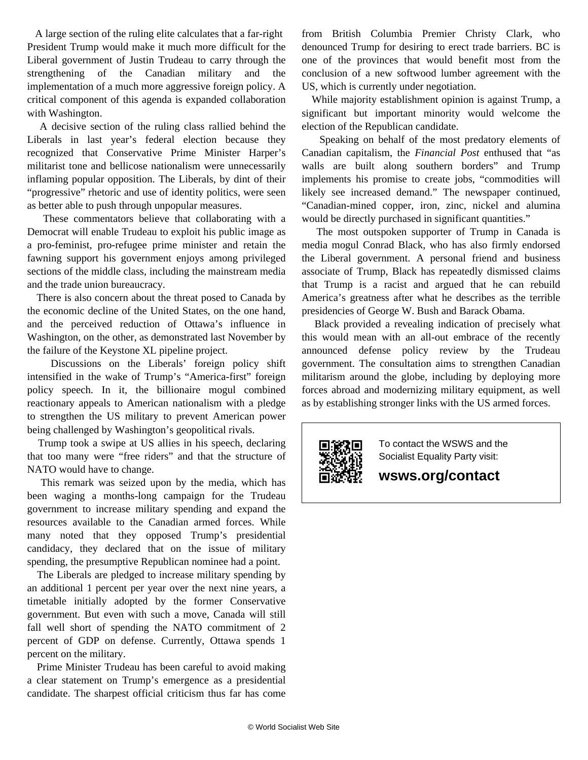A large section of the ruling elite calculates that a far-right President Trump would make it much more difficult for the Liberal government of Justin Trudeau to carry through the strengthening of the Canadian military and the implementation of a much more aggressive foreign policy. A critical component of this agenda is expanded collaboration with Washington.

A decisive section of the ruling class rallied behind the Liberals in last year's federal election because they recognized that Conservative Prime Minister Harper's militarist tone and bellicose nationalism were unnecessarily inflaming popular opposition. The Liberals, by dint of their "progressive" rhetoric and use of identity politics, were seen as better able to push through unpopular measures.

These commentators believe that collaborating with a Democrat will enable Trudeau to exploit his public image as a pro-feminist, pro-refugee prime minister and retain the fawning support his government enjoys among privileged sections of the middle class, including the mainstream media and the trade union bureaucracy.

There is also concern about the threat posed to Canada by the economic decline of the United States, on the one hand, and the perceived reduction of Ottawa's influence in Washington, on the other, as demonstrated last November by the failure of the Keystone XL pipeline project.

Discussions on the Liberals' foreign policy shift intensified in the wake of Trump's "America-first" foreign policy speech. In it, the billionaire mogul combined reactionary appeals to American nationalism with a pledge to strengthen the US military to prevent American power being challenged by Washington's geopolitical rivals.

Trump took a swipe at US allies in his speech, declaring that too many were "free riders" and that the structure of NATO would have to change.

This remark was seized upon by the media, which has been waging a months-long campaign for the Trudeau government to increase military spending and expand the resources available to the Canadian armed forces. While many noted that they opposed Trump's presidential candidacy, they declared that on the issue of military spending, the presumptive Republican nominee had a point.

The Liberals are pledged to increase military spending by an additional 1 percent per year over the next nine years, a timetable initially adopted by the former Conservative government. But even with such a move, Canada will still fall well short of spending the NATO commitment of 2 percent of GDP on defense. Currently, Ottawa spends 1 percent on the military.

Prime Minister Trudeau has been careful to avoid making a clear statement on Trump's emergence as a presidential candidate. The sharpest official criticism thus far has come from British Columbia Premier Christy Clark, who denounced Trump for desiring to erect trade barriers. BC is one of the provinces that would benefit most from the conclusion of a new softwood lumber agreement with the US, which is currently under negotiation.

While majority establishment opinion is against Trump, a significant but important minority would welcome the election of the Republican candidate.

Speaking on behalf of the most predatory elements of Canadian capitalism, the *Financial Post* enthused that "as walls are built along southern borders" and Trump implements his promise to create jobs, "commodities will likely see increased demand." The newspaper continued, "Canadian-mined copper, iron, zinc, nickel and alumina would be directly purchased in significant quantities."

The most outspoken supporter of Trump in Canada is media mogul Conrad Black, who has also firmly endorsed the Liberal government. A personal friend and business associate of Trump, Black has repeatedly dismissed claims that Trump is a racist and argued that he can rebuild America's greatness after what he describes as the terrible presidencies of George W. Bush and Barack Obama.

Black provided a revealing indication of precisely what this would mean with an all-out embrace of the recently announced defense policy review by the Trudeau government. The consultation aims to strengthen Canadian militarism around the globe, including by deploying more forces abroad and modernizing military equipment, as well as by establishing stronger links with the US armed forces.

To contact the WSWS and the Socialist Equality Party visit:

**wsws.org/contact**